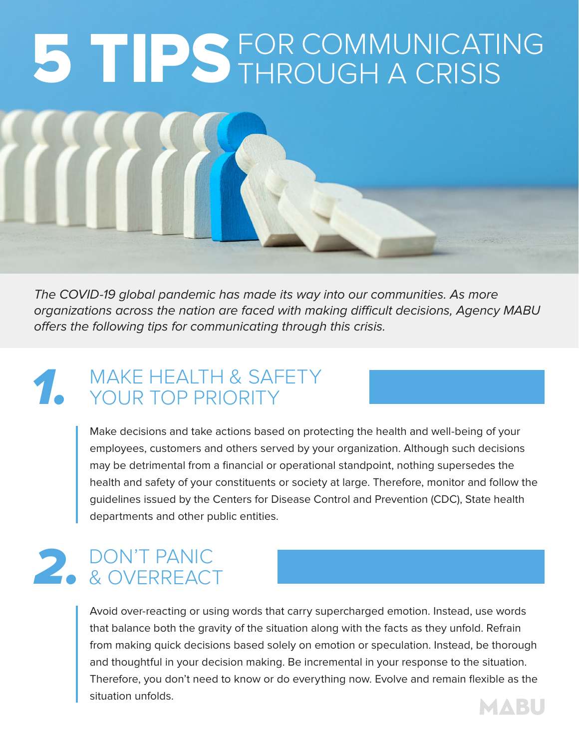# 5 TIPS FOR COMMUNICATING THROUGH A CRISIS

*The COVID-19 global pandemic has made its way into our communities. As more organizations across the nation are faced with making difficult decisions, Agency MABU offers the following tips for communicating through this crisis.*

## 1. MAKE HEALTH & SAFETY YOUR TOP PRIORITY

Make decisions and take actions based on protecting the health and well-being of your employees, customers and others served by your organization. Although such decisions may be detrimental from a financial or operational standpoint, nothing supersedes the health and safety of your constituents or society at large. Therefore, monitor and follow the guidelines issued by the Centers for Disease Control and Prevention (CDC), State health departments and other public entities.

## 2. DON'T PANIC & OVERREACT

Avoid over-reacting or using words that carry supercharged emotion. Instead, use words that balance both the gravity of the situation along with the facts as they unfold. Refrain from making quick decisions based solely on emotion or speculation. Instead, be thorough and thoughtful in your decision making. Be incremental in your response to the situation. Therefore, you don't need to know or do everything now. Evolve and remain flexible as the situation unfolds.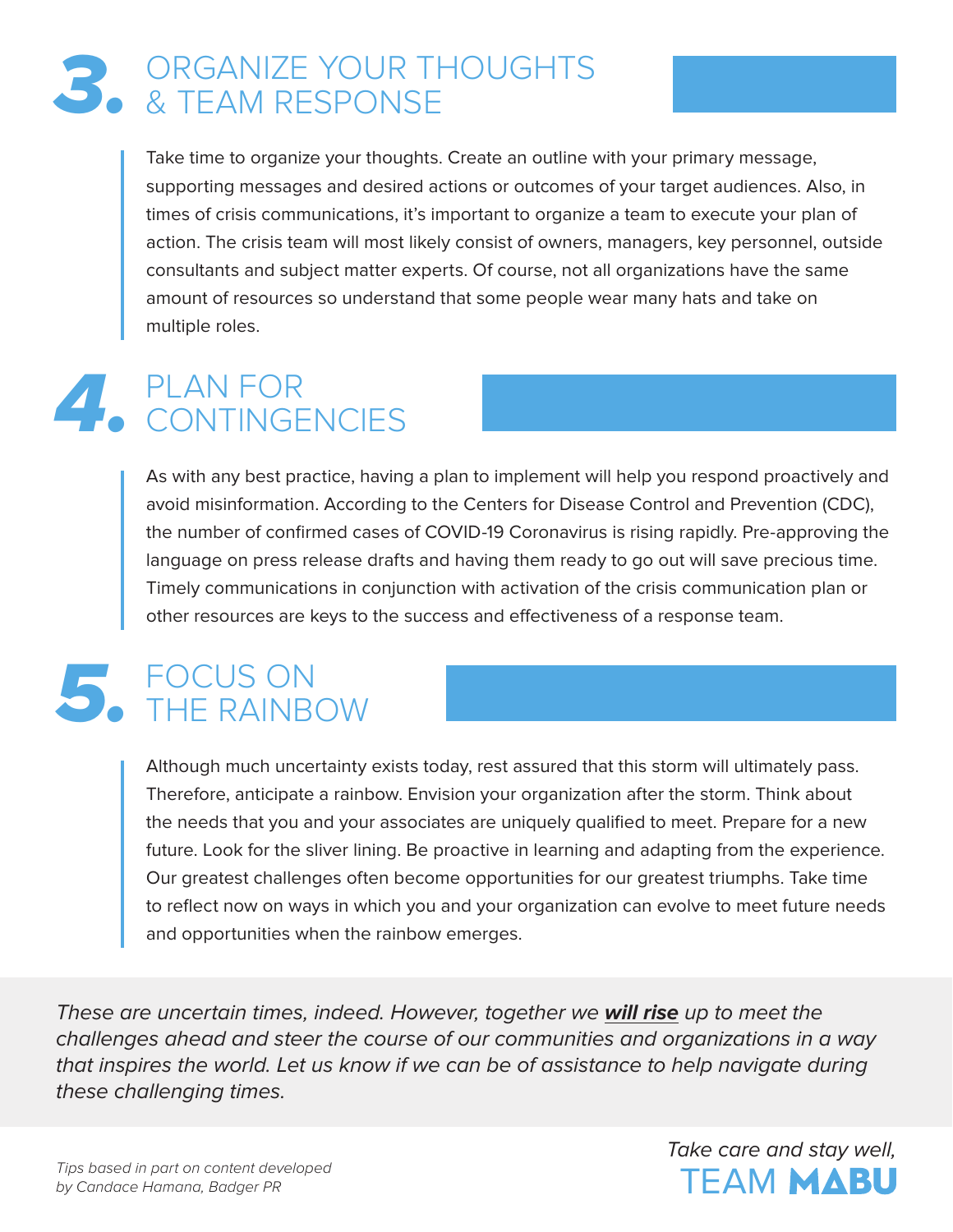## 3. ORGANIZE YOUR THOUGHTS & TEAM RESPONSE

Take time to organize your thoughts. Create an outline with your primary message, supporting messages and desired actions or outcomes of your target audiences. Also, in times of crisis communications, it's important to organize a team to execute your plan of action. The crisis team will most likely consist of owners, managers, key personnel, outside consultants and subject matter experts. Of course, not all organizations have the same amount of resources so understand that some people wear many hats and take on multiple roles.

## 4. PLAN FOR CONTINGENCIES

As with any best practice, having a plan to implement will help you respond proactively and avoid misinformation. According to the Centers for Disease Control and Prevention (CDC), the number of confirmed cases of COVID-19 Coronavirus is rising rapidly. Pre-approving the language on press release drafts and having them ready to go out will save precious time. Timely communications in conjunction with activation of the crisis communication plan or other resources are keys to the success and effectiveness of a response team.

## 5. FOCUS ON THE RAINBOW

Although much uncertainty exists today, rest assured that this storm will ultimately pass. Therefore, anticipate a rainbow. Envision your organization after the storm. Think about the needs that you and your associates are uniquely qualified to meet. Prepare for a new future. Look for the sliver lining. Be proactive in learning and adapting from the experience. Our greatest challenges often become opportunities for our greatest triumphs. Take time to reflect now on ways in which you and your organization can evolve to meet future needs and opportunities when the rainbow emerges.

*These are uncertain times, indeed. However, together we **will rise** up to meet the challenges ahead and steer the course of our communities and organizations in a way that inspires the world. Let us know if we can be of assistance to help navigate during these challenging times.*

*Take care and stay well,*
TEAM **MABU**

*Tips based in part on content developed by Candace Hamana, Badger PR*